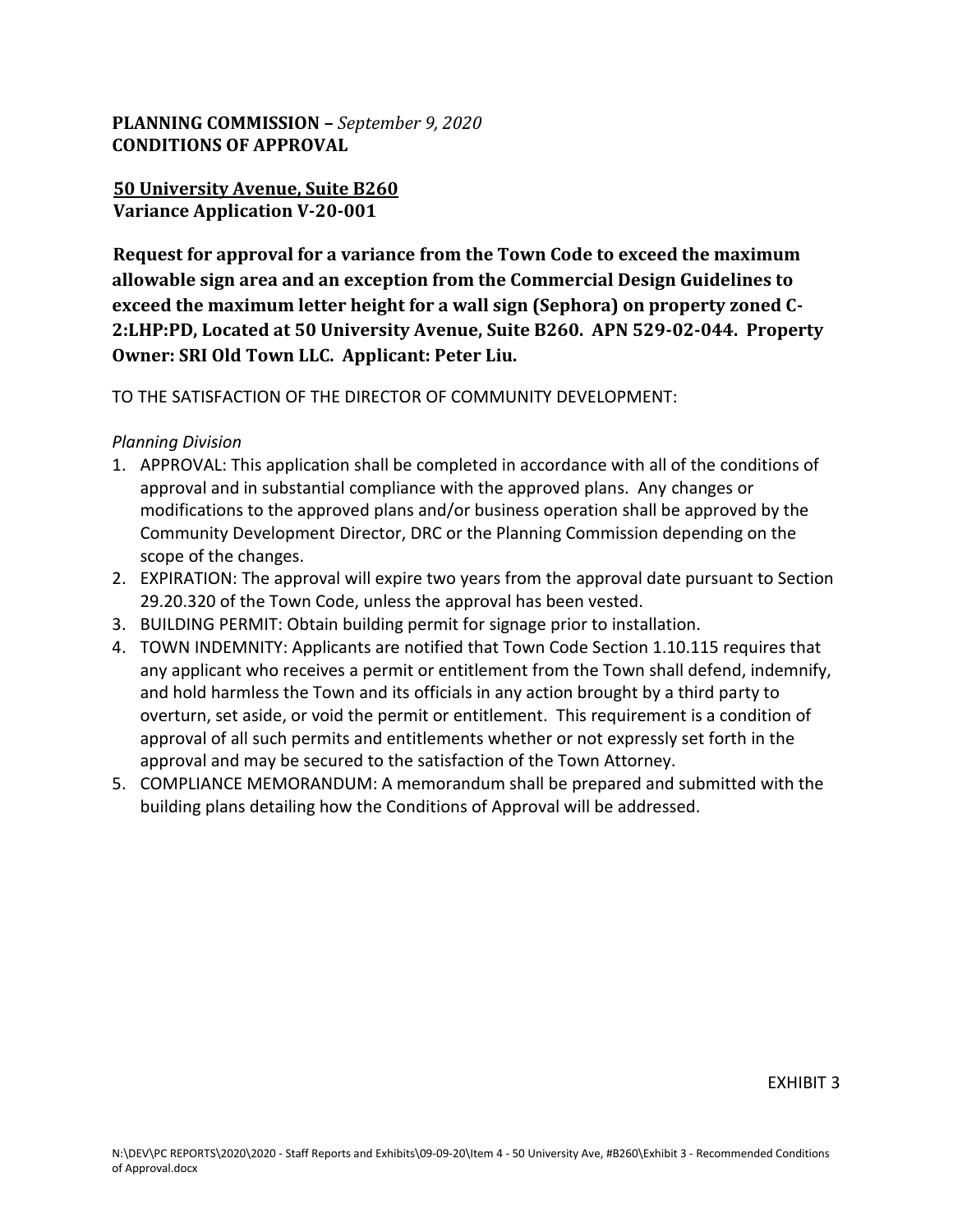**PLANNING COMMISSION –** *September 9, 2020*
**CONDITIONS OF APPROVAL**

**50 University Avenue, Suite B260**
**Variance Application V-20-001**

**Request for approval for a variance from the Town Code to exceed the maximum allowable sign area and an exception from the Commercial Design Guidelines to exceed the maximum letter height for a wall sign (Sephora) on property zoned C-2:LHP:PD, Located at 50 University Avenue, Suite B260. APN 529-02-044. Property Owner: SRI Old Town LLC. Applicant: Peter Liu.**

TO THE SATISFACTION OF THE DIRECTOR OF COMMUNITY DEVELOPMENT:

*Planning Division*

1. APPROVAL: This application shall be completed in accordance with all of the conditions of approval and in substantial compliance with the approved plans. Any changes or modifications to the approved plans and/or business operation shall be approved by the Community Development Director, DRC or the Planning Commission depending on the scope of the changes.
2. EXPIRATION: The approval will expire two years from the approval date pursuant to Section 29.20.320 of the Town Code, unless the approval has been vested.
3. BUILDING PERMIT: Obtain building permit for signage prior to installation.
4. TOWN INDEMNITY: Applicants are notified that Town Code Section 1.10.115 requires that any applicant who receives a permit or entitlement from the Town shall defend, indemnify, and hold harmless the Town and its officials in any action brought by a third party to overturn, set aside, or void the permit or entitlement. This requirement is a condition of approval of all such permits and entitlements whether or not expressly set forth in the approval and may be secured to the satisfaction of the Town Attorney.
5. COMPLIANCE MEMORANDUM: A memorandum shall be prepared and submitted with the building plans detailing how the Conditions of Approval will be addressed.

EXHIBIT 3